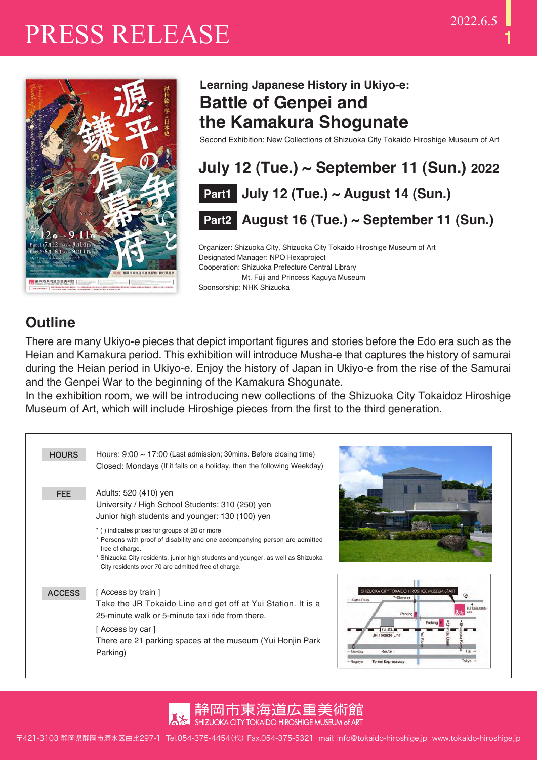# PRESS RELEASE

2022.6.5

### Learning Japanese History in Ukiyo-e:

## Battle of Genpei and the Kamakura Shogunate

Second Exhibition: New Collections of Shizuoka City Tokaido Hiroshige Museum of Art

## July 12 (Tue.) ~ September 11 (Sun.) 2022

**Part1** July 12 (Tue.) ~ August 14 (Sun.)

**Part2** August 16 (Tue.) ~ September 11 (Sun.)

Organizer: Shizuoka City, Shizuoka City Tokaido Hiroshige Museum of Art
Designated Manager: NPO Hexaproject
Cooperation: Shizuoka Prefecture Central Library
Mt. Fuji and Princess Kaguya Museum
Sponsorship: NHK Shizuoka

## Outline

There are many Ukiyo-e pieces that depict important figures and stories before the Edo era such as the Heian and Kamakura period. This exhibition will introduce Musha-e that captures the history of samurai during the Heian period in Ukiyo-e. Enjoy the history of Japan in Ukiyo-e from the rise of the Samurai and the Genpei War to the beginning of the Kamakura Shogunate.
In the exhibition room, we will be introducing new collections of the Shizuoka City Tokaidoz Hiroshige Museum of Art, which will include Hiroshige pieces from the first to the third generation.

**HOURS**

Hours: 9:00 ~ 17:00 (Last admission; 30mins. Before closing time)
Closed: Mondays (If it falls on a holiday, then the following Weekday)

**FEE**

Adults: 520 (410) yen
University / High School Students: 310 (250) yen
Junior high students and younger: 130 (100) yen

* ( ) indicates prices for groups of 20 or more
* Persons with proof of disability and one accompanying person are admitted free of charge.
* Shizuoka City residents, junior high students and younger, as well as Shizuoka City residents over 70 are admitted free of charge.

**ACCESS**

[ Access by train ]
Take the JR Tokaido Line and get off at Yui Station. It is a 25-minute walk or 5-minute taxi ride from there.

[ Access by car ]
There are 21 parking spaces at the museum (Yui Honjin Park Parking)

静岡市東海道広重美術館
SHIZUOKA CITY TOKAIDO HIROSHIGE MUSEUM of ART

〒421-3103 静岡県静岡市清水区由比297-1 Tel.054-375-4454(代) Fax.054-375-5321 mail: info@tokaido-hiroshige.jp www.tokaido-hiroshige.jp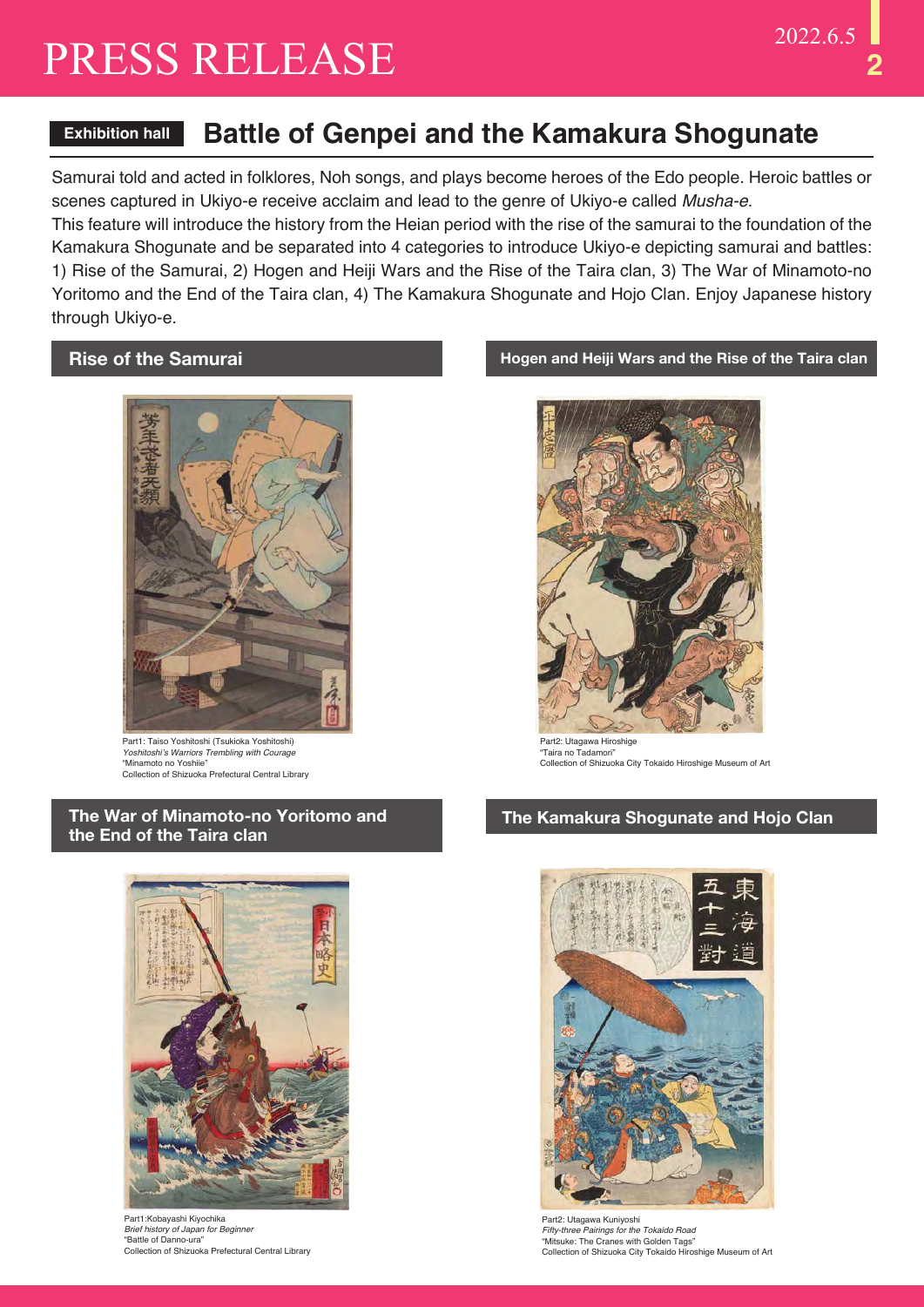# PRESS RELEASE

## Exhibition hall — Battle of Genpei and the Kamakura Shogunate

Samurai told and acted in folklores, Noh songs, and plays become heroes of the Edo people. Heroic battles or scenes captured in Ukiyo-e receive acclaim and lead to the genre of Ukiyo-e called *Musha-e*.

This feature will introduce the history from the Heian period with the rise of the samurai to the foundation of the Kamakura Shogunate and be separated into 4 categories to introduce Ukiyo-e depicting samurai and battles: 1) Rise of the Samurai, 2) Hogen and Heiji Wars and the Rise of the Taira clan, 3) The War of Minamoto-no Yoritomo and the End of the Taira clan, 4) The Kamakura Shogunate and Hojo Clan. Enjoy Japanese history through Ukiyo-e.

### Rise of the Samurai

Part1: Taiso Yoshitoshi (Tsukioka Yoshitoshi)
*Yoshitoshi's Warriors Trembling with Courage*
"Minamoto no Yoshiie"
Collection of Shizuoka Prefectural Central Library

### Hogen and Heiji Wars and the Rise of the Taira clan

Part2: Utagawa Hiroshige
"Taira no Tadamori"
Collection of Shizuoka City Tokaido Hiroshige Museum of Art

### The War of Minamoto-no Yoritomo and the End of the Taira clan

Part1:Kobayashi Kiyochika
*Brief history of Japan for Beginner*
"Battle of Danno-ura"
Collection of Shizuoka Prefectural Central Library

### The Kamakura Shogunate and Hojo Clan

Part2: Utagawa Kuniyoshi
*Fifty-three Pairings for the Tokaido Road*
"Mitsuke: The Cranes with Golden Tags"
Collection of Shizuoka City Tokaido Hiroshige Museum of Art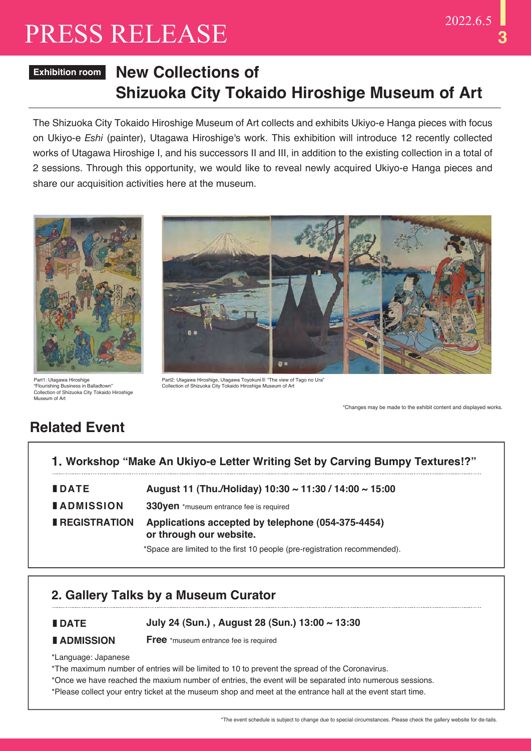# PRESS RELEASE

2022.6.5

**Exhibition room**

## New Collections of Shizuoka City Tokaido Hiroshige Museum of Art

The Shizuoka City Tokaido Hiroshige Museum of Art collects and exhibits Ukiyo-e Hanga pieces with focus on Ukiyo-e *Eshi* (painter), Utagawa Hiroshige's work. This exhibition will introduce 12 recently collected works of Utagawa Hiroshige I, and his successors II and III, in addition to the existing collection in a total of 2 sessions. Through this opportunity, we would like to reveal newly acquired Ukiyo-e Hanga pieces and share our acquisition activities here at the museum.

Part1: Utagawa Hiroshige
"Flourishing Business in Balladtown"
Collection of Shizuoka City Tokaido Hiroshige Museum of Art

Part2: Utagawa Hiroshige, Utagawa Toyokuni Ⅲ "The view of Tago no Ura"
Collection of Shizuoka City Tokaido Hiroshige Museum of Art

*Changes may be made to the exhibit content and displayed works.

## Related Event

### 1. Workshop "Make An Ukiyo-e Letter Writing Set by Carving Bumpy Textures!?"

**DATE** August 11 (Thu./Holiday) 10:30 ~ 11:30 / 14:00 ~ 15:00

**ADMISSION** **330yen** *museum entrance fee is required

**REGISTRATION** **Applications accepted by telephone (054-375-4454) or through our website.**

*Space are limited to the first 10 people (pre-registration recommended).

### 2. Gallery Talks by a Museum Curator

**DATE** July 24 (Sun.) , August 28 (Sun.) 13:00 ~ 13:30

**ADMISSION** **Free** *museum entrance fee is required

*Language: Japanese
*The maximum number of entries will be limited to 10 to prevent the spread of the Coronavirus.
*Once we have reached the maxium number of entries, the event will be separated into numerous sessions.
*Please collect your entry ticket at the museum shop and meet at the entrance hall at the event start time.

*The event schedule is subject to change due to special circumstances. Please check the gallery website for de-tails.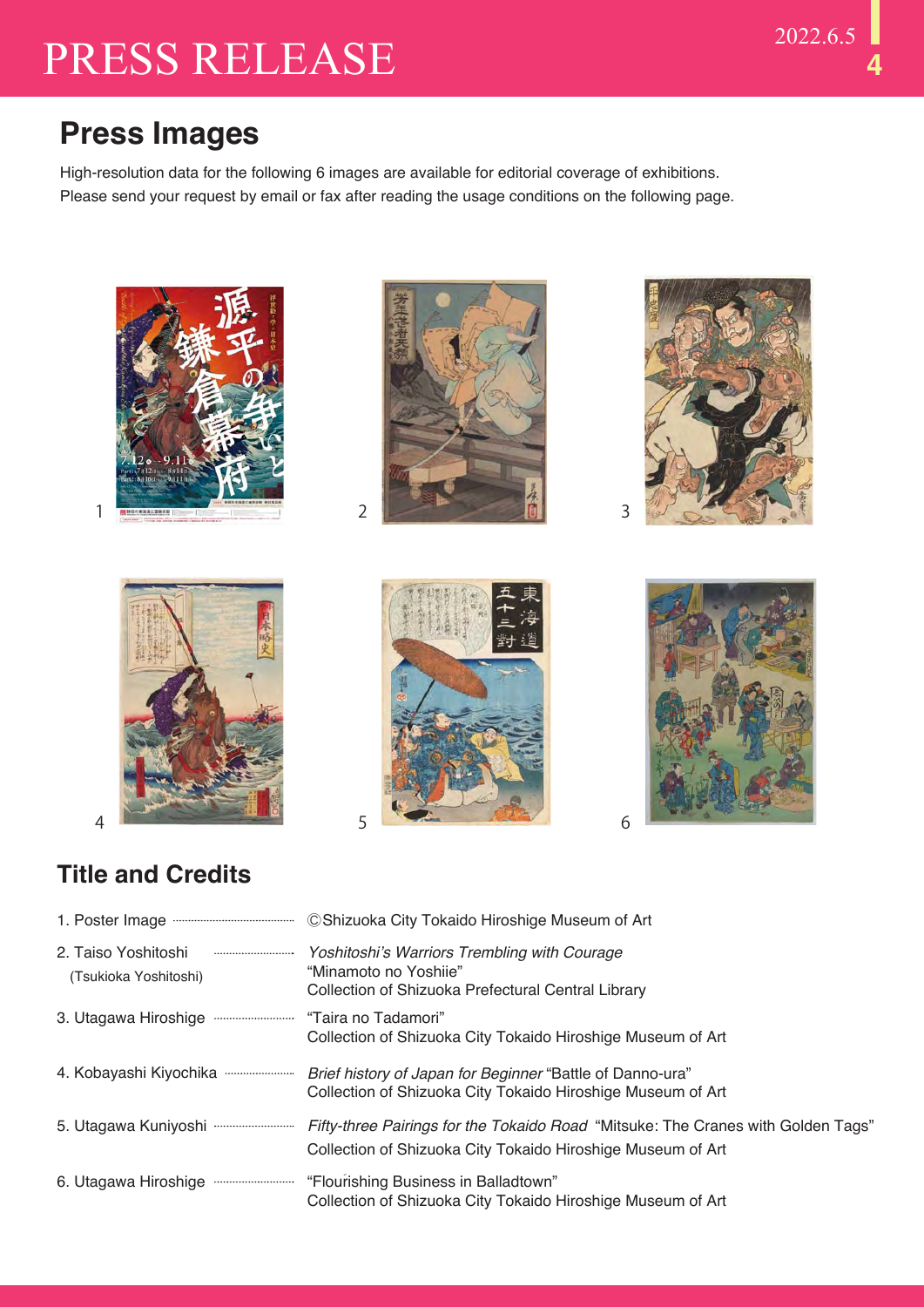## Press Images

High-resolution data for the following 6 images are available for editorial coverage of exhibitions.
Please send your request by email or fax after reading the usage conditions on the following page.

1 2 3

4 5 6

## Title and Credits

1. Poster Image ······ ©Shizuoka City Tokaido Hiroshige Museum of Art

2. Taiso Yoshitoshi (Tsukioka Yoshitoshi) ······ *Yoshitoshi's Warriors Trembling with Courage* "Minamoto no Yoshiie"
Collection of Shizuoka Prefectural Central Library

3. Utagawa Hiroshige ······ "Taira no Tadamori"
Collection of Shizuoka City Tokaido Hiroshige Museum of Art

4. Kobayashi Kiyochika ······ *Brief history of Japan for Beginner* "Battle of Danno-ura"
Collection of Shizuoka City Tokaido Hiroshige Museum of Art

5. Utagawa Kuniyoshi ······ *Fifty-three Pairings for the Tokaido Road* "Mitsuke: The Cranes with Golden Tags"
Collection of Shizuoka City Tokaido Hiroshige Museum of Art

6. Utagawa Hiroshige ······ "Flourishing Business in Balladtown"
Collection of Shizuoka City Tokaido Hiroshige Museum of Art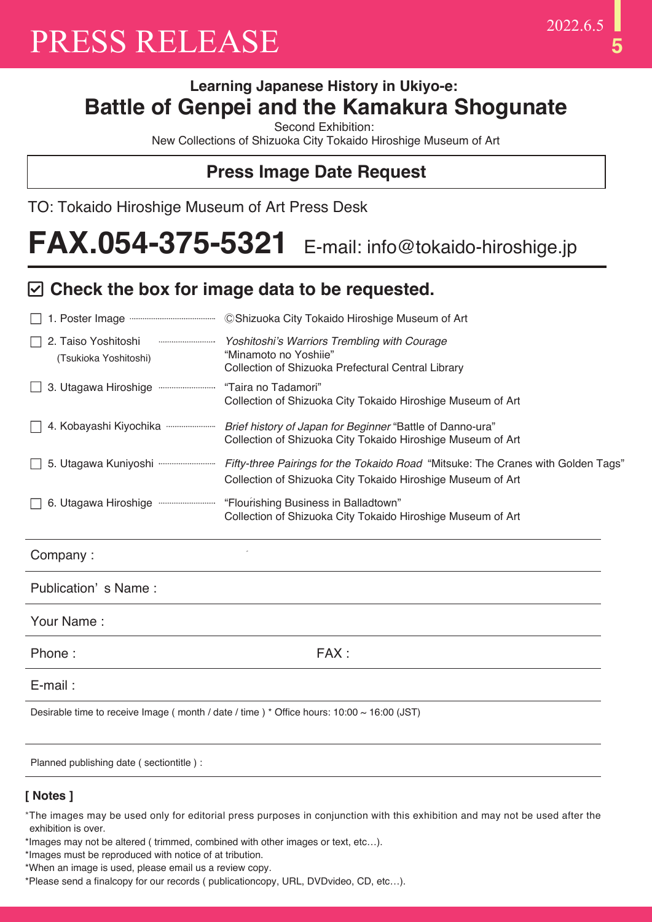# PRESS RELEASE

2022.6.5

## Learning Japanese History in Ukiyo-e:
# Battle of Genpei and the Kamakura Shogunate

Second Exhibition:
New Collections of Shizuoka City Tokaido Hiroshige Museum of Art

## Press Image Date Request

TO: Tokaido Hiroshige Museum of Art Press Desk

**FAX.054-375-5321** E-mail: info@tokaido-hiroshige.jp

### ☑ Check the box for image data to be requested.

- ☐ 1. Poster Image ······ ©Shizuoka City Tokaido Hiroshige Museum of Art
- ☐ 2. Taiso Yoshitoshi (Tsukioka Yoshitoshi) ······ *Yoshitoshi's Warriors Trembling with Courage* "Minamoto no Yoshiie" Collection of Shizuoka Prefectural Central Library
- ☐ 3. Utagawa Hiroshige ······ "Taira no Tadamori" Collection of Shizuoka City Tokaido Hiroshige Museum of Art
- ☐ 4. Kobayashi Kiyochika ······ *Brief history of Japan for Beginner* "Battle of Danno-ura" Collection of Shizuoka City Tokaido Hiroshige Museum of Art
- ☐ 5. Utagawa Kuniyoshi ······ *Fifty-three Pairings for the Tokaido Road* "Mitsuke: The Cranes with Golden Tags" Collection of Shizuoka City Tokaido Hiroshige Museum of Art
- ☐ 6. Utagawa Hiroshige ······ "Flourishing Business in Balladtown" Collection of Shizuoka City Tokaido Hiroshige Museum of Art

Company :

Publication' s Name :

Your Name :

Phone : FAX :

E-mail :

Desirable time to receive Image ( month / date / time ) * Office hours: 10:00 ~ 16:00 (JST)

Planned publishing date ( sectiontitle ) :

**[ Notes ]**

*The images may be used only for editorial press purposes in conjunction with this exhibition and may not be used after the exhibition is over.
*Images may not be altered ( trimmed, combined with other images or text, etc…).
*Images must be reproduced with notice of at tribution.
*When an image is used, please email us a review copy.
*Please send a finalcopy for our records ( publicationcopy, URL, DVDvideo, CD, etc…).